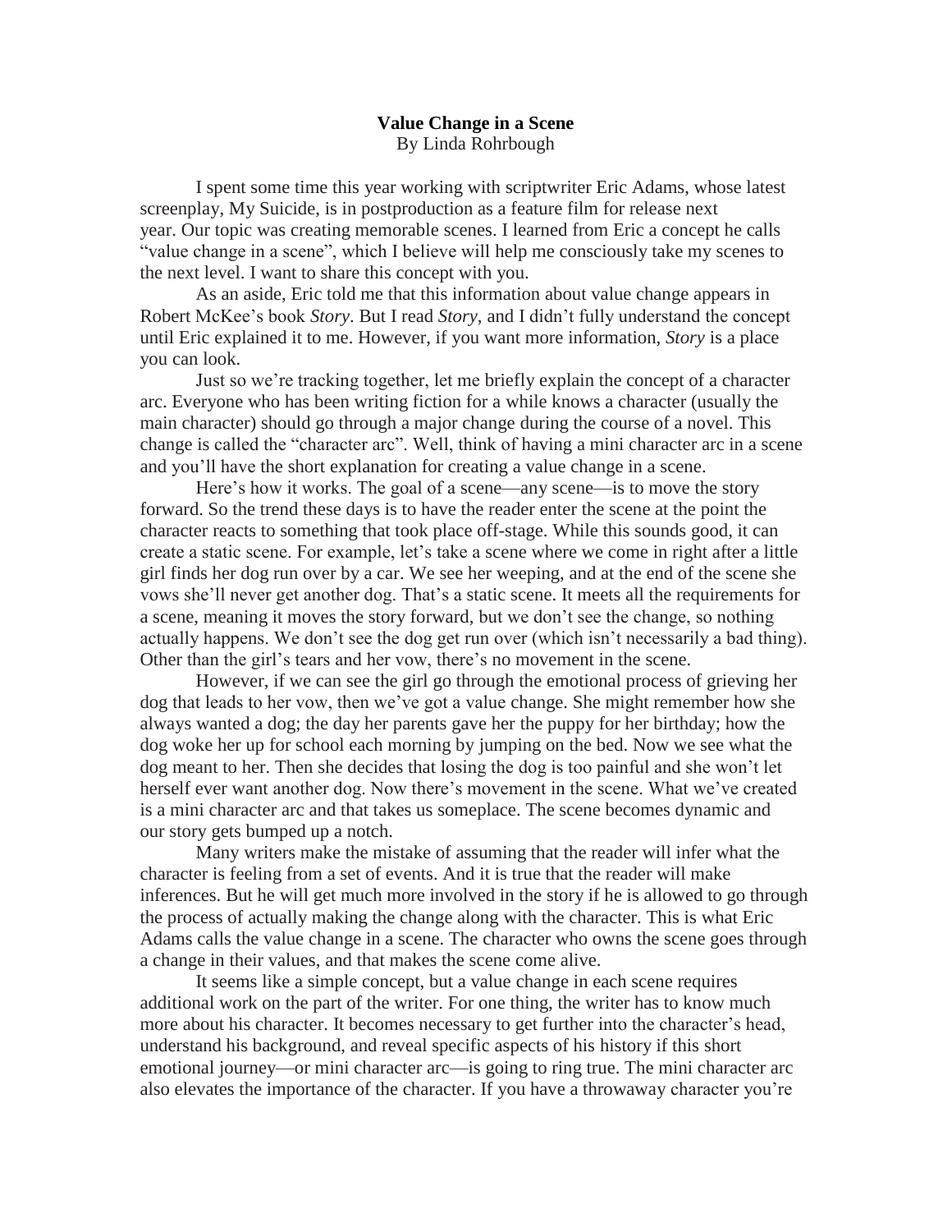# Value Change in a Scene

By Linda Rohrbough

I spent some time this year working with scriptwriter Eric Adams, whose latest screenplay, My Suicide, is in postproduction as a feature film for release next year. Our topic was creating memorable scenes. I learned from Eric a concept he calls "value change in a scene", which I believe will help me consciously take my scenes to the next level. I want to share this concept with you.

As an aside, Eric told me that this information about value change appears in Robert McKee's book *Story*. But I read *Story*, and I didn't fully understand the concept until Eric explained it to me. However, if you want more information, *Story* is a place you can look.

Just so we're tracking together, let me briefly explain the concept of a character arc. Everyone who has been writing fiction for a while knows a character (usually the main character) should go through a major change during the course of a novel. This change is called the "character arc". Well, think of having a mini character arc in a scene and you'll have the short explanation for creating a value change in a scene.

Here's how it works. The goal of a scene—any scene—is to move the story forward. So the trend these days is to have the reader enter the scene at the point the character reacts to something that took place off-stage. While this sounds good, it can create a static scene. For example, let's take a scene where we come in right after a little girl finds her dog run over by a car. We see her weeping, and at the end of the scene she vows she'll never get another dog. That's a static scene. It meets all the requirements for a scene, meaning it moves the story forward, but we don't see the change, so nothing actually happens. We don't see the dog get run over (which isn't necessarily a bad thing). Other than the girl's tears and her vow, there's no movement in the scene.

However, if we can see the girl go through the emotional process of grieving her dog that leads to her vow, then we've got a value change. She might remember how she always wanted a dog; the day her parents gave her the puppy for her birthday; how the dog woke her up for school each morning by jumping on the bed. Now we see what the dog meant to her. Then she decides that losing the dog is too painful and she won't let herself ever want another dog. Now there's movement in the scene. What we've created is a mini character arc and that takes us someplace. The scene becomes dynamic and our story gets bumped up a notch.

Many writers make the mistake of assuming that the reader will infer what the character is feeling from a set of events. And it is true that the reader will make inferences. But he will get much more involved in the story if he is allowed to go through the process of actually making the change along with the character. This is what Eric Adams calls the value change in a scene. The character who owns the scene goes through a change in their values, and that makes the scene come alive.

It seems like a simple concept, but a value change in each scene requires additional work on the part of the writer. For one thing, the writer has to know much more about his character. It becomes necessary to get further into the character's head, understand his background, and reveal specific aspects of his history if this short emotional journey—or mini character arc—is going to ring true. The mini character arc also elevates the importance of the character. If you have a throwaway character you're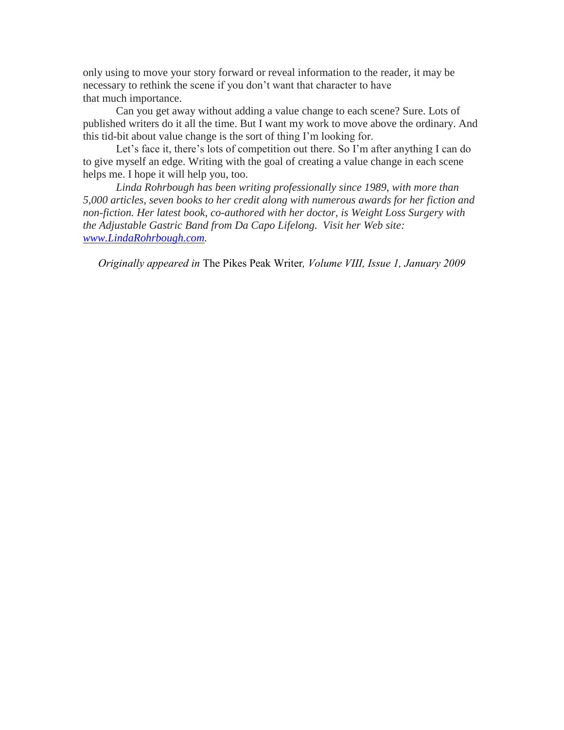only using to move your story forward or reveal information to the reader, it may be necessary to rethink the scene if you don't want that character to have that much importance.

Can you get away without adding a value change to each scene? Sure. Lots of published writers do it all the time. But I want my work to move above the ordinary. And this tid-bit about value change is the sort of thing I'm looking for.

Let's face it, there's lots of competition out there. So I'm after anything I can do to give myself an edge. Writing with the goal of creating a value change in each scene helps me. I hope it will help you, too.

*Linda Rohrbough has been writing professionally since 1989, with more than 5,000 articles, seven books to her credit along with numerous awards for her fiction and non-fiction. Her latest book, co-authored with her doctor, is Weight Loss Surgery with the Adjustable Gastric Band from Da Capo Lifelong. Visit her Web site: [www.LindaRohrbough.com](http://www.LindaRohrbough.com).*

*Originally appeared in* The Pikes Peak Writer*, Volume VIII, Issue 1, January 2009*